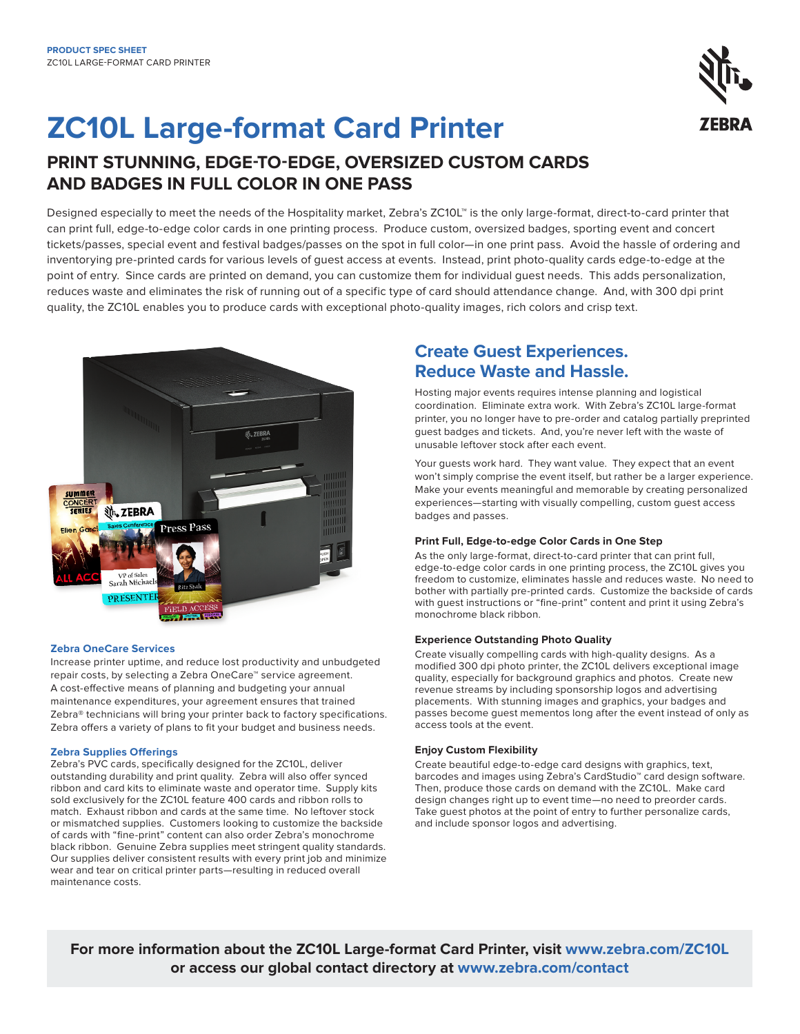PRODUCT SPEC SHEET
ZC10L LARGE-FORMAT CARD PRINTER

# ZC10L Large-format Card Printer

## PRINT STUNNING, EDGE-TO-EDGE, OVERSIZED CUSTOM CARDS AND BADGES IN FULL COLOR IN ONE PASS

Designed especially to meet the needs of the Hospitality market, Zebra's ZC10L™ is the only large-format, direct-to-card printer that can print full, edge-to-edge color cards in one printing process. Produce custom, oversized badges, sporting event and concert tickets/passes, special event and festival badges/passes on the spot in full color—in one print pass. Avoid the hassle of ordering and inventorying pre-printed cards for various levels of guest access at events. Instead, print photo-quality cards edge-to-edge at the point of entry. Since cards are printed on demand, you can customize them for individual guest needs. This adds personalization, reduces waste and eliminates the risk of running out of a specific type of card should attendance change. And, with 300 dpi print quality, the ZC10L enables you to produce cards with exceptional photo-quality images, rich colors and crisp text.

### Zebra OneCare Services

Increase printer uptime, and reduce lost productivity and unbudgeted repair costs, by selecting a Zebra OneCare™ service agreement. A cost-effective means of planning and budgeting your annual maintenance expenditures, your agreement ensures that trained Zebra® technicians will bring your printer back to factory specifications. Zebra offers a variety of plans to fit your budget and business needs.

### Zebra Supplies Offerings

Zebra's PVC cards, specifically designed for the ZC10L, deliver outstanding durability and print quality. Zebra will also offer synced ribbon and card kits to eliminate waste and operator time. Supply kits sold exclusively for the ZC10L feature 400 cards and ribbon rolls to match. Exhaust ribbon and cards at the same time. No leftover stock or mismatched supplies. Customers looking to customize the backside of cards with "fine-print" content can also order Zebra's monochrome black ribbon. Genuine Zebra supplies meet stringent quality standards. Our supplies deliver consistent results with every print job and minimize wear and tear on critical printer parts—resulting in reduced overall maintenance costs.

## Create Guest Experiences. Reduce Waste and Hassle.

Hosting major events requires intense planning and logistical coordination. Eliminate extra work. With Zebra's ZC10L large-format printer, you no longer have to pre-order and catalog partially preprinted guest badges and tickets. And, you're never left with the waste of unusable leftover stock after each event.

Your guests work hard. They want value. They expect that an event won't simply comprise the event itself, but rather be a larger experience. Make your events meaningful and memorable by creating personalized experiences—starting with visually compelling, custom guest access badges and passes.

### Print Full, Edge-to-edge Color Cards in One Step

As the only large-format, direct-to-card printer that can print full, edge-to-edge color cards in one printing process, the ZC10L gives you freedom to customize, eliminates hassle and reduces waste. No need to bother with partially pre-printed cards. Customize the backside of cards with guest instructions or "fine-print" content and print it using Zebra's monochrome black ribbon.

### Experience Outstanding Photo Quality

Create visually compelling cards with high-quality designs. As a modified 300 dpi photo printer, the ZC10L delivers exceptional image quality, especially for background graphics and photos. Create new revenue streams by including sponsorship logos and advertising placements. With stunning images and graphics, your badges and passes become guest mementos long after the event instead of only as access tools at the event.

### Enjoy Custom Flexibility

Create beautiful edge-to-edge card designs with graphics, text, barcodes and images using Zebra's CardStudio™ card design software. Then, produce those cards on demand with the ZC10L. Make card design changes right up to event time—no need to preorder cards. Take guest photos at the point of entry to further personalize cards, and include sponsor logos and advertising.

**For more information about the ZC10L Large-format Card Printer, visit www.zebra.com/ZC10L or access our global contact directory at www.zebra.com/contact**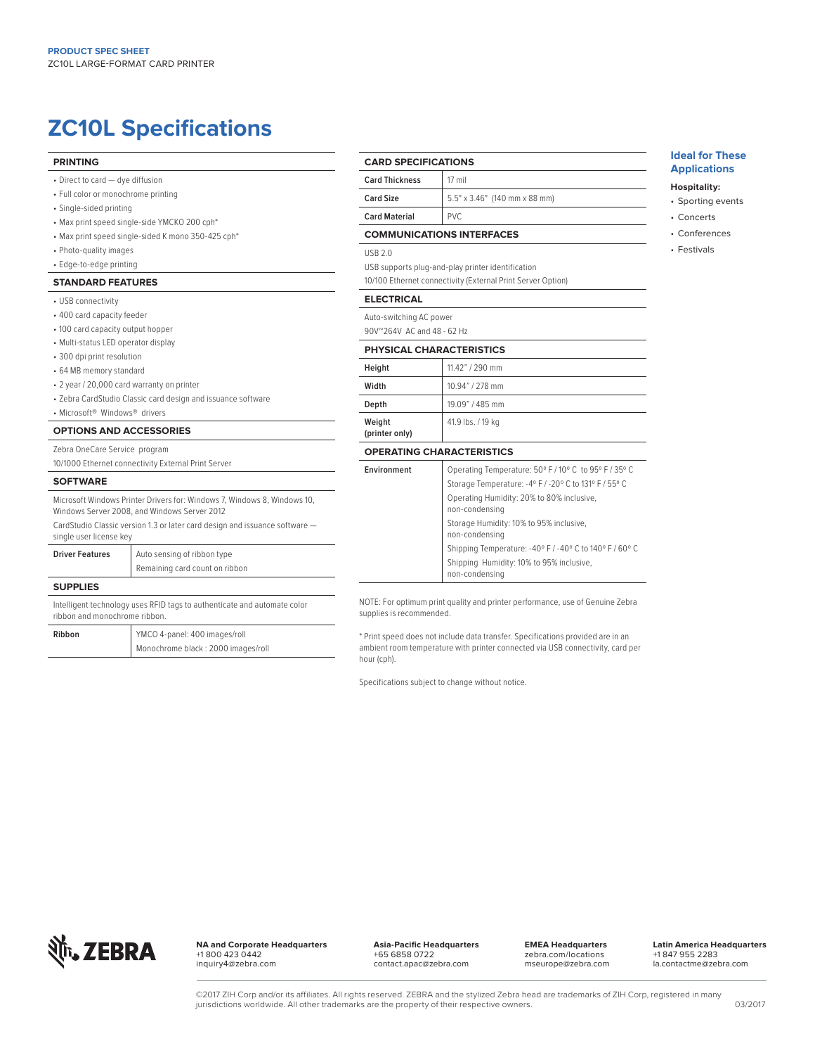PRODUCT SPEC SHEET
ZC10L LARGE-FORMAT CARD PRINTER

# ZC10L Specifications

## PRINTING

- Direct to card — dye diffusion
- Full color or monochrome printing
- Single-sided printing
- Max print speed single-side YMCKO 200 cph*
- Max print speed single-sided K mono 350-425 cph*
- Photo-quality images
- Edge-to-edge printing

## STANDARD FEATURES

- USB connectivity
- 400 card capacity feeder
- 100 card capacity output hopper
- Multi-status LED operator display
- 300 dpi print resolution
- 64 MB memory standard
- 2 year / 20,000 card warranty on printer
- Zebra CardStudio Classic card design and issuance software
- Microsoft® Windows® drivers

## OPTIONS AND ACCESSORIES

Zebra OneCare Service program

10/1000 Ethernet connectivity External Print Server

## SOFTWARE

Microsoft Windows Printer Drivers for: Windows 7, Windows 8, Windows 10, Windows Server 2008, and Windows Server 2012

CardStudio Classic version 1.3 or later card design and issuance software — single user license key

| | |
|---|---|
| **Driver Features** | Auto sensing of ribbon type<br>Remaining card count on ribbon |

## SUPPLIES

Intelligent technology uses RFID tags to authenticate and automate color ribbon and monochrome ribbon.

| | |
|---|---|
| **Ribbon** | YMCO 4-panel: 400 images/roll<br>Monochrome black : 2000 images/roll |

## CARD SPECIFICATIONS

| | |
|---|---|
| **Card Thickness** | 17 mil |
| **Card Size** | 5.5" x 3.46" (140 mm x 88 mm) |
| **Card Material** | PVC |

## COMMUNICATIONS INTERFACES

USB 2.0

USB supports plug-and-play printer identification

10/100 Ethernet connectivity (External Print Server Option)

## ELECTRICAL

Auto-switching AC power

90V~264V AC and 48 - 62 Hz

## PHYSICAL CHARACTERISTICS

| | |
|---|---|
| **Height** | 11.42" / 290 mm |
| **Width** | 10.94" / 278 mm |
| **Depth** | 19.09" / 485 mm |
| **Weight (printer only)** | 41.9 lbs. / 19 kg |

## OPERATING CHARACTERISTICS

| | |
|---|---|
| **Environment** | Operating Temperature: 50° F / 10° C to 95° F / 35° C<br>Storage Temperature: -4° F / -20° C to 131° F / 55° C<br>Operating Humidity: 20% to 80% inclusive, non-condensing<br>Storage Humidity: 10% to 95% inclusive, non-condensing<br>Shipping Temperature: -40° F / -40° C to 140° F / 60° C<br>Shipping Humidity: 10% to 95% inclusive, non-condensing |

NOTE: For optimum print quality and printer performance, use of Genuine Zebra supplies is recommended.

* Print speed does not include data transfer. Specifications provided are in an ambient room temperature with printer connected via USB connectivity, card per hour (cph).

Specifications subject to change without notice.

## Ideal for These Applications

**Hospitality:**

- Sporting events
- Concerts
- Conferences
- Festivals

ZEBRA

**NA and Corporate Headquarters**
+1 800 423 0442
inquiry4@zebra.com

**Asia-Pacific Headquarters**
+65 6858 0722
contact.apac@zebra.com

**EMEA Headquarters**
zebra.com/locations
mseurope@zebra.com

**Latin America Headquarters**
+1 847 955 2283
la.contactme@zebra.com

©2017 ZIH Corp and/or its affiliates. All rights reserved. ZEBRA and the stylized Zebra head are trademarks of ZIH Corp, registered in many jurisdictions worldwide. All other trademarks are the property of their respective owners. 03/2017